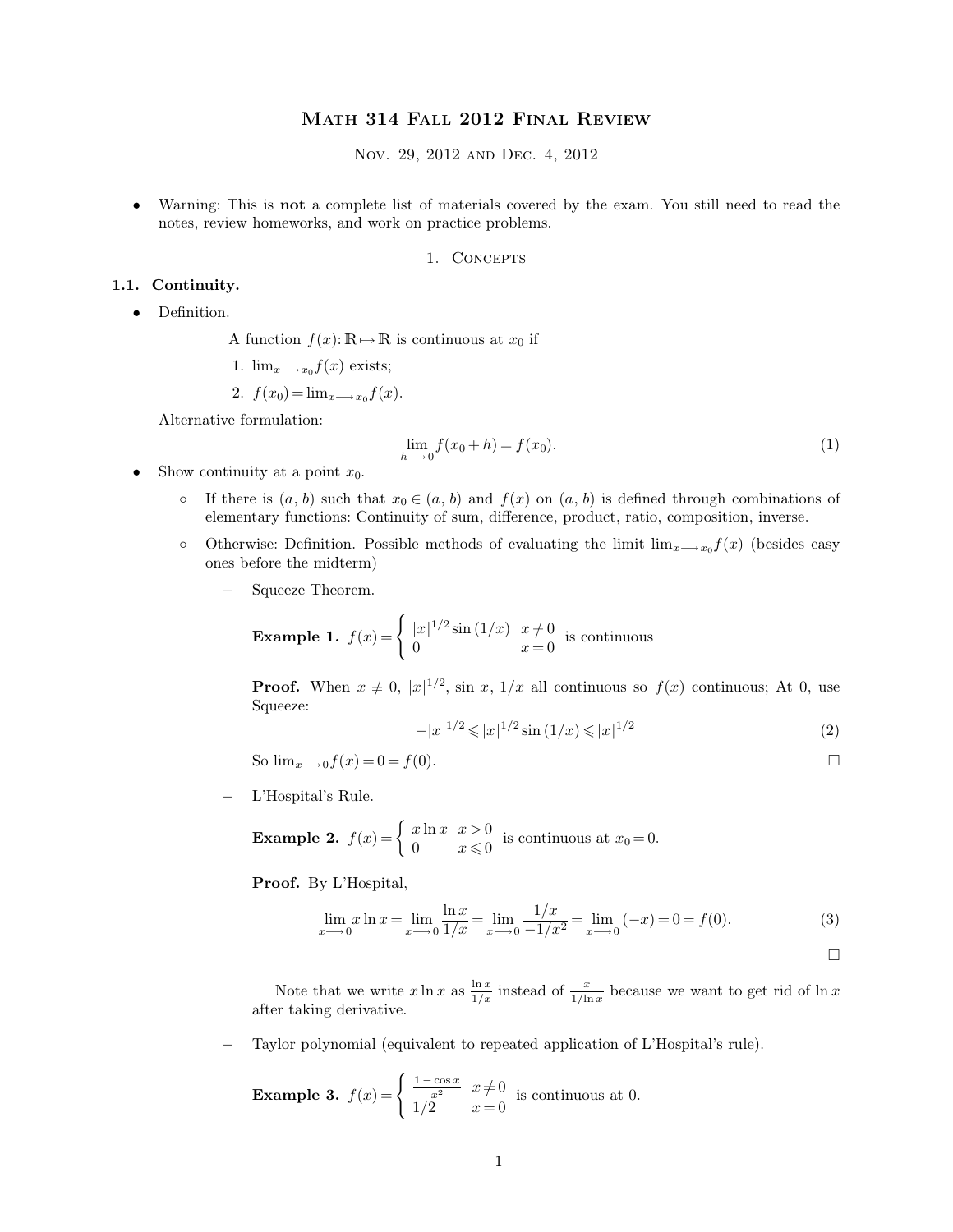# Math 314 Fall 2012 Final Review

Nov. 29, 2012 and Dec. 4, 2012

- Warning: This is **not** a complete list of materials covered by the exam. You still need to read the notes, review homeworks, and work on practice problems.

## 1. Concepts

### 1.1. Continuity.

- Definition.

  A function $f(x)\colon \mathbb{R} \mapsto \mathbb{R}$ is continuous at $x_0$ if

  1. $\lim_{x \longrightarrow x_0} f(x)$ exists;
  2. $f(x_0) = \lim_{x \longrightarrow x_0} f(x)$.

  Alternative formulation:

  $$\lim_{h \longrightarrow 0} f(x_0 + h) = f(x_0). \tag{1}$$

- Show continuity at a point $x_0$.
  - If there is $(a, b)$ such that $x_0 \in (a, b)$ and $f(x)$ on $(a, b)$ is defined through combinations of elementary functions: Continuity of sum, difference, product, ratio, composition, inverse.
  - Otherwise: Definition. Possible methods of evaluating the limit $\lim_{x \longrightarrow x_0} f(x)$ (besides easy ones before the midterm)
    - Squeeze Theorem.

      **Example 1.** $f(x) = \begin{cases} |x|^{1/2} \sin(1/x) & x \neq 0 \\ 0 & x = 0 \end{cases}$ is continuous

      **Proof.** When $x \neq 0$, $|x|^{1/2}$, $\sin x$, $1/x$ all continuous so $f(x)$ continuous; At 0, use Squeeze:

      $$-|x|^{1/2} \leqslant |x|^{1/2} \sin(1/x) \leqslant |x|^{1/2} \tag{2}$$

      So $\lim_{x \longrightarrow 0} f(x) = 0 = f(0)$. □

    - L'Hospital's Rule.

      **Example 2.** $f(x) = \begin{cases} x \ln x & x > 0 \\ 0 & x \leqslant 0 \end{cases}$ is continuous at $x_0 = 0$.

      **Proof.** By L'Hospital,

      $$\lim_{x \longrightarrow 0} x \ln x = \lim_{x \longrightarrow 0} \frac{\ln x}{1/x} = \lim_{x \longrightarrow 0} \frac{1/x}{-1/x^2} = \lim_{x \longrightarrow 0} (-x) = 0 = f(0). \tag{3}$$

      □

      Note that we write $x \ln x$ as $\frac{\ln x}{1/x}$ instead of $\frac{x}{1/\ln x}$ because we want to get rid of $\ln x$ after taking derivative.

    - Taylor polynomial (equivalent to repeated application of L'Hospital's rule).

      **Example 3.** $f(x) = \begin{cases} \frac{1 - \cos x}{x^2} & x \neq 0 \\ 1/2 & x = 0 \end{cases}$ is continuous at 0.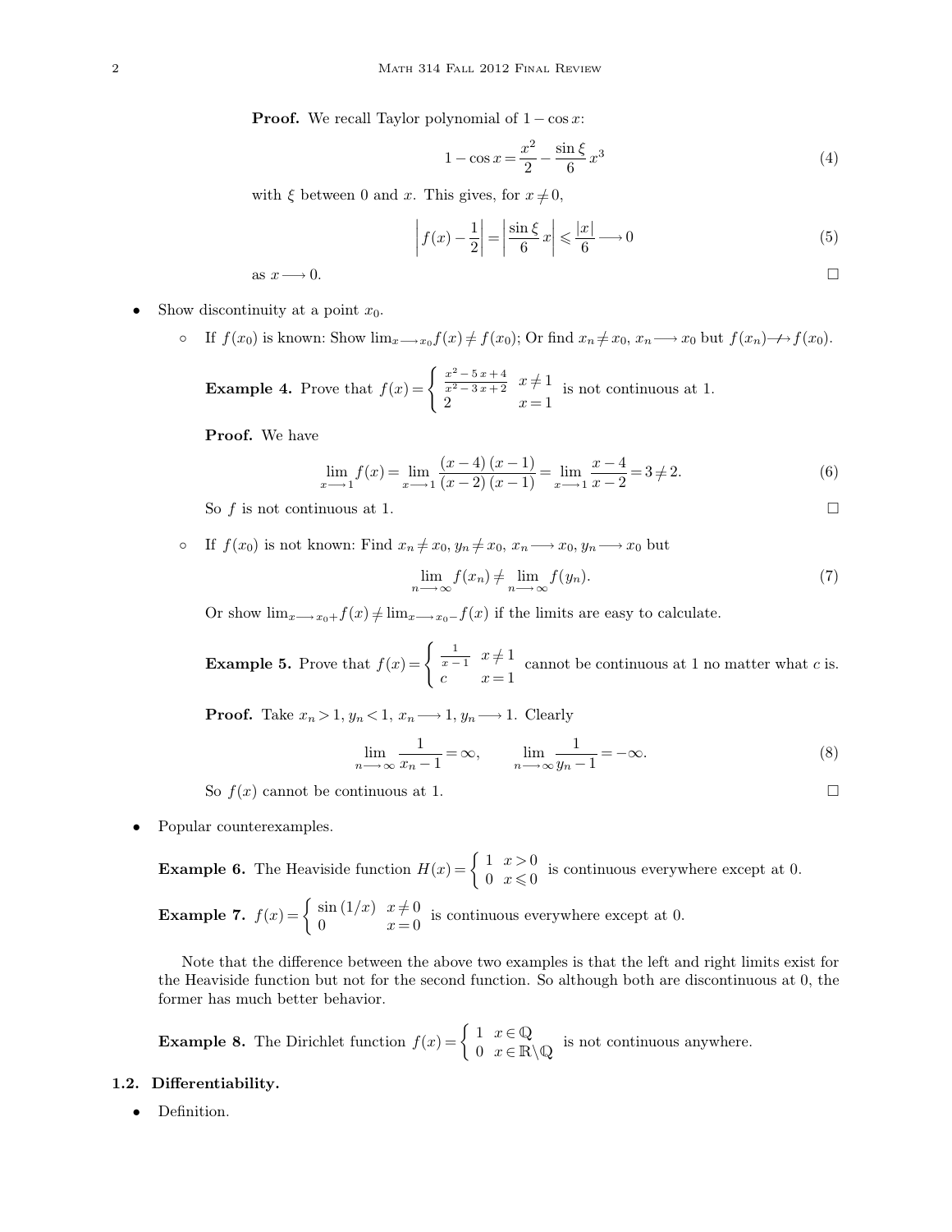**Proof.** We recall Taylor polynomial of $1-\cos x$:

$$1-\cos x=\frac{x^2}{2}-\frac{\sin\xi}{6}x^3 \tag{4}$$

with $\xi$ between 0 and $x$. This gives, for $x\neq 0$,

$$\left|f(x)-\frac{1}{2}\right|=\left|\frac{\sin\xi}{6}x\right|\leqslant\frac{|x|}{6}\longrightarrow 0 \tag{5}$$

as $x\longrightarrow 0$. □

- Show discontinuity at a point $x_0$.
  - If $f(x_0)$ is known: Show $\lim_{x\longrightarrow x_0}f(x)\neq f(x_0)$; Or find $x_n\neq x_0$, $x_n\longrightarrow x_0$ but $f(x_n)\not\longrightarrow f(x_0)$.

    **Example 4.** Prove that $f(x)=\begin{cases}\frac{x^2-5x+4}{x^2-3x+2} & x\neq 1\\ 2 & x=1\end{cases}$ is not continuous at 1.

    **Proof.** We have

    $$\lim_{x\longrightarrow 1}f(x)=\lim_{x\longrightarrow 1}\frac{(x-4)(x-1)}{(x-2)(x-1)}=\lim_{x\longrightarrow 1}\frac{x-4}{x-2}=3\neq 2. \tag{6}$$

    So $f$ is not continuous at 1. □

  - If $f(x_0)$ is not known: Find $x_n\neq x_0$, $y_n\neq x_0$, $x_n\longrightarrow x_0$, $y_n\longrightarrow x_0$ but

    $$\lim_{n\longrightarrow\infty}f(x_n)\neq\lim_{n\longrightarrow\infty}f(y_n). \tag{7}$$

    Or show $\lim_{x\longrightarrow x_0+}f(x)\neq\lim_{x\longrightarrow x_0-}f(x)$ if the limits are easy to calculate.

    **Example 5.** Prove that $f(x)=\begin{cases}\frac{1}{x-1} & x\neq 1\\ c & x=1\end{cases}$ cannot be continuous at 1 no matter what $c$ is.

    **Proof.** Take $x_n>1$, $y_n<1$, $x_n\longrightarrow 1$, $y_n\longrightarrow 1$. Clearly

    $$\lim_{n\longrightarrow\infty}\frac{1}{x_n-1}=\infty,\qquad\lim_{n\longrightarrow\infty}\frac{1}{y_n-1}=-\infty. \tag{8}$$

    So $f(x)$ cannot be continuous at 1. □

- Popular counterexamples.

  **Example 6.** The Heaviside function $H(x)=\begin{cases}1 & x>0\\ 0 & x\leqslant 0\end{cases}$ is continuous everywhere except at 0.

  **Example 7.** $f(x)=\begin{cases}\sin(1/x) & x\neq 0\\ 0 & x=0\end{cases}$ is continuous everywhere except at 0.

  Note that the difference between the above two examples is that the left and right limits exist for the Heaviside function but not for the second function. So although both are discontinuous at 0, the former has much better behavior.

  **Example 8.** The Dirichlet function $f(x)=\begin{cases}1 & x\in\mathbb{Q}\\ 0 & x\in\mathbb{R}\backslash\mathbb{Q}\end{cases}$ is not continuous anywhere.

### 1.2. Differentiability.

- Definition.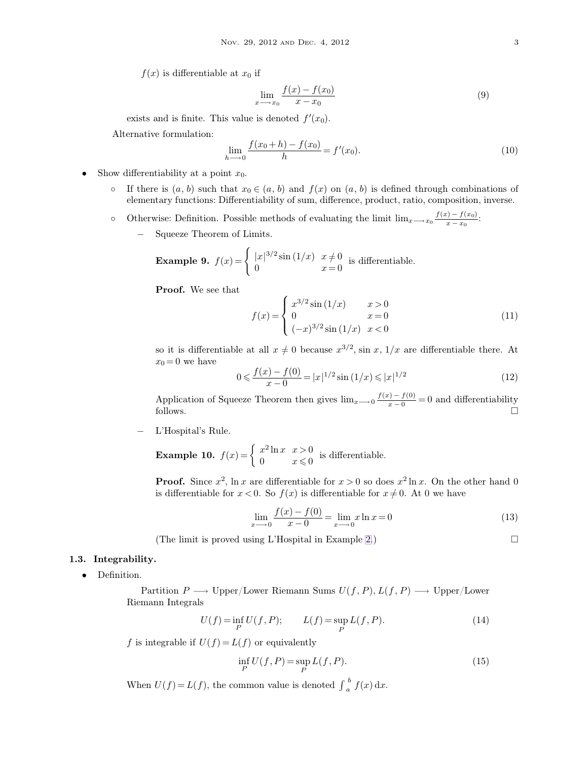$f(x)$ is differentiable at $x_0$ if

$$\lim_{x \longrightarrow x_0} \frac{f(x) - f(x_0)}{x - x_0} \tag{9}$$

exists and is finite. This value is denoted $f'(x_0)$.

Alternative formulation:

$$\lim_{h \longrightarrow 0} \frac{f(x_0 + h) - f(x_0)}{h} = f'(x_0). \tag{10}$$

- Show differentiability at a point $x_0$.
  - If there is $(a, b)$ such that $x_0 \in (a, b)$ and $f(x)$ on $(a, b)$ is defined through combinations of elementary functions: Differentiability of sum, difference, product, ratio, composition, inverse.
  - Otherwise: Definition. Possible methods of evaluating the limit $\lim_{x \longrightarrow x_0} \frac{f(x) - f(x_0)}{x - x_0}$:
    - Squeeze Theorem of Limits.

      **Example 9.** $f(x) = \begin{cases} |x|^{3/2} \sin(1/x) & x \neq 0 \\ 0 & x = 0 \end{cases}$ is differentiable.

      **Proof.** We see that

      $$f(x) = \begin{cases} x^{3/2} \sin(1/x) & x > 0 \\ 0 & x = 0 \\ (-x)^{3/2} \sin(1/x) & x < 0 \end{cases} \tag{11}$$

      so it is differentiable at all $x \neq 0$ because $x^{3/2}$, $\sin x$, $1/x$ are differentiable there. At $x_0 = 0$ we have

      $$0 \leqslant \frac{f(x) - f(0)}{x - 0} = |x|^{1/2} \sin(1/x) \leqslant |x|^{1/2} \tag{12}$$

      Application of Squeeze Theorem then gives $\lim_{x \longrightarrow 0} \frac{f(x) - f(0)}{x - 0} = 0$ and differentiability follows. □

    - L'Hospital's Rule.

      **Example 10.** $f(x) = \begin{cases} x^2 \ln x & x > 0 \\ 0 & x \leqslant 0 \end{cases}$ is differentiable.

      **Proof.** Since $x^2$, $\ln x$ are differentiable for $x > 0$ so does $x^2 \ln x$. On the other hand 0 is differentiable for $x < 0$. So $f(x)$ is differentiable for $x \neq 0$. At 0 we have

      $$\lim_{x \longrightarrow 0} \frac{f(x) - f(0)}{x - 0} = \lim_{x \longrightarrow 0} x \ln x = 0 \tag{13}$$

      (The limit is proved using L'Hospital in Example 2.) □

### 1.3. Integrability.

- Definition.

  Partition $P \longrightarrow$ Upper/Lower Riemann Sums $U(f, P), L(f, P) \longrightarrow$ Upper/Lower Riemann Integrals

  $$U(f) = \inf_P U(f, P); \qquad L(f) = \sup_P L(f, P). \tag{14}$$

  $f$ is integrable if $U(f) = L(f)$ or equivalently

  $$\inf_P U(f, P) = \sup_P L(f, P). \tag{15}$$

  When $U(f) = L(f)$, the common value is denoted $\int_a^b f(x)\, \mathrm{d}x$.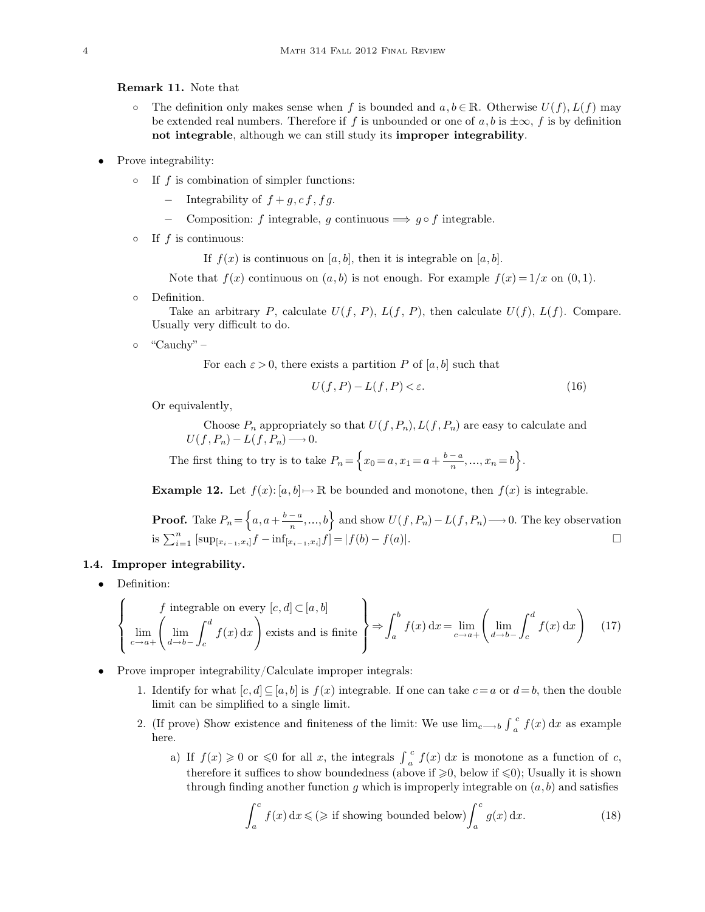**Remark 11.** Note that

- The definition only makes sense when $f$ is bounded and $a, b \in \mathbb{R}$. Otherwise $U(f), L(f)$ may be extended real numbers. Therefore if $f$ is unbounded or one of $a, b$ is $\pm\infty$, $f$ is by definition **not integrable**, although we can still study its **improper integrability**.

- Prove integrability:
  - If $f$ is combination of simpler functions:
    - Integrability of $f+g, cf, fg$.
    - Composition: $f$ integrable, $g$ continuous $\Longrightarrow$ $g \circ f$ integrable.
  - If $f$ is continuous:

    If $f(x)$ is continuous on $[a,b]$, then it is integrable on $[a,b]$.

    Note that $f(x)$ continuous on $(a,b)$ is not enough. For example $f(x) = 1/x$ on $(0,1)$.
  - Definition.

    Take an arbitrary $P$, calculate $U(f, P)$, $L(f, P)$, then calculate $U(f)$, $L(f)$. Compare. Usually very difficult to do.
  - "Cauchy" –

    For each $\varepsilon > 0$, there exists a partition $P$ of $[a,b]$ such that

    $$U(f, P) - L(f, P) < \varepsilon. \tag{16}$$

    Or equivalently,

    Choose $P_n$ appropriately so that $U(f, P_n), L(f, P_n)$ are easy to calculate and $U(f, P_n) - L(f, P_n) \longrightarrow 0$.

    The first thing to try is to take $P_n = \left\{x_0 = a, x_1 = a + \frac{b-a}{n}, \ldots, x_n = b\right\}$.

**Example 12.** Let $f(x)\colon [a,b] \mapsto \mathbb{R}$ be bounded and monotone, then $f(x)$ is integrable.

**Proof.** Take $P_n = \left\{a, a + \frac{b-a}{n}, \ldots, b\right\}$ and show $U(f, P_n) - L(f, P_n) \longrightarrow 0$. The key observation is $\sum_{i=1}^{n} \left[\sup_{[x_{i-1}, x_i]} f - \inf_{[x_{i-1}, x_i]} f\right] = |f(b) - f(a)|$. □

## 1.4. Improper integrability.

- Definition:

$$\left\{ \begin{array}{c} f \text{ integrable on every } [c,d] \subset [a,b] \\ \lim\limits_{c \to a+} \left( \lim\limits_{d \to b-} \int_c^d f(x)\, \mathrm{d}x \right) \text{ exists and is finite} \end{array} \right\} \Rightarrow \int_a^b f(x)\, \mathrm{d}x = \lim_{c \to a+} \left( \lim_{d \to b-} \int_c^d f(x)\, \mathrm{d}x \right) \tag{17}$$

- Prove improper integrability/Calculate improper integrals:
  1. Identify for what $[c,d] \subseteq [a,b]$ is $f(x)$ integrable. If one can take $c = a$ or $d = b$, then the double limit can be simplified to a single limit.
  2. (If prove) Show existence and finiteness of the limit: We use $\lim_{c \longrightarrow b} \int_a^c f(x)\, \mathrm{d}x$ as example here.
     a) If $f(x) \geqslant 0$ or $\leqslant 0$ for all $x$, the integrals $\int_a^c f(x)\, \mathrm{d}x$ is monotone as a function of $c$, therefore it suffices to show boundedness (above if $\geqslant 0$, below if $\leqslant 0$); Usually it is shown through finding another function $g$ which is improperly integrable on $(a,b)$ and satisfies

     $$\int_a^c f(x)\, \mathrm{d}x \leqslant (\geqslant \text{ if showing bounded below}) \int_a^c g(x)\, \mathrm{d}x. \tag{18}$$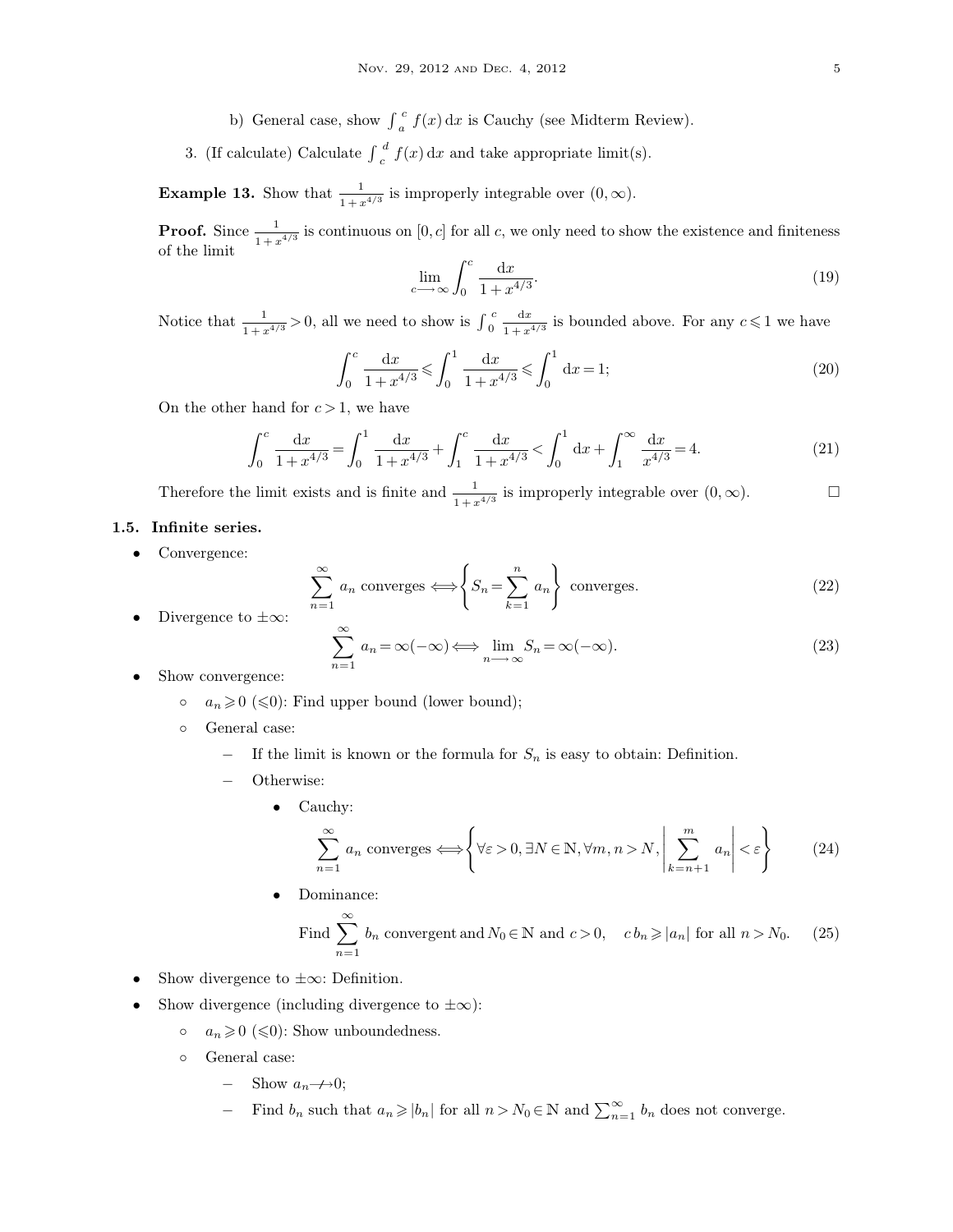b) General case, show $\int_a^c f(x)\,\mathrm{d}x$ is Cauchy (see Midterm Review).

3. (If calculate) Calculate $\int_c^d f(x)\,\mathrm{d}x$ and take appropriate limit(s).

**Example 13.** Show that $\frac{1}{1+x^{4/3}}$ is improperly integrable over $(0,\infty)$.

**Proof.** Since $\frac{1}{1+x^{4/3}}$ is continuous on $[0,c]$ for all $c$, we only need to show the existence and finiteness of the limit

$$\lim_{c\longrightarrow\infty}\int_0^c \frac{\mathrm{d}x}{1+x^{4/3}}. \tag{19}$$

Notice that $\frac{1}{1+x^{4/3}}>0$, all we need to show is $\int_0^c \frac{\mathrm{d}x}{1+x^{4/3}}$ is bounded above. For any $c\leqslant 1$ we have

$$\int_0^c \frac{\mathrm{d}x}{1+x^{4/3}} \leqslant \int_0^1 \frac{\mathrm{d}x}{1+x^{4/3}} \leqslant \int_0^1 \mathrm{d}x = 1; \tag{20}$$

On the other hand for $c>1$, we have

$$\int_0^c \frac{\mathrm{d}x}{1+x^{4/3}} = \int_0^1 \frac{\mathrm{d}x}{1+x^{4/3}} + \int_1^c \frac{\mathrm{d}x}{1+x^{4/3}} < \int_0^1 \mathrm{d}x + \int_1^\infty \frac{\mathrm{d}x}{x^{4/3}} = 4. \tag{21}$$

Therefore the limit exists and is finite and $\frac{1}{1+x^{4/3}}$ is improperly integrable over $(0,\infty)$. $\square$

### 1.5. Infinite series.

- Convergence:

$$\sum_{n=1}^\infty a_n \text{ converges} \Longleftrightarrow \left\{S_n = \sum_{k=1}^n a_n\right\} \text{ converges.} \tag{22}$$

- Divergence to $\pm\infty$:

$$\sum_{n=1}^\infty a_n = \infty(-\infty) \Longleftrightarrow \lim_{n\longrightarrow\infty} S_n = \infty(-\infty). \tag{23}$$

- Show convergence:
  - $a_n \geqslant 0$ ($\leqslant 0$): Find upper bound (lower bound);
  - General case:
    - If the limit is known or the formula for $S_n$ is easy to obtain: Definition.
    - Otherwise:
      - Cauchy:

$$\sum_{n=1}^\infty a_n \text{ converges} \Longleftrightarrow \left\{\forall \varepsilon>0, \exists N\in\mathbb{N}, \forall m,n>N, \left|\sum_{k=n+1}^m a_n\right| < \varepsilon\right\} \tag{24}$$

      - Dominance:

$$\text{Find } \sum_{n=1}^\infty b_n \text{ convergent and } N_0\in\mathbb{N} \text{ and } c>0, \quad c\,b_n \geqslant |a_n| \text{ for all } n>N_0. \tag{25}$$

- Show divergence to $\pm\infty$: Definition.
- Show divergence (including divergence to $\pm\infty$):
  - $a_n \geqslant 0$ ($\leqslant 0$): Show unboundedness.
  - General case:
    - Show $a_n \not\longrightarrow 0$;
    - Find $b_n$ such that $a_n \geqslant |b_n|$ for all $n>N_0\in\mathbb{N}$ and $\sum_{n=1}^\infty b_n$ does not converge.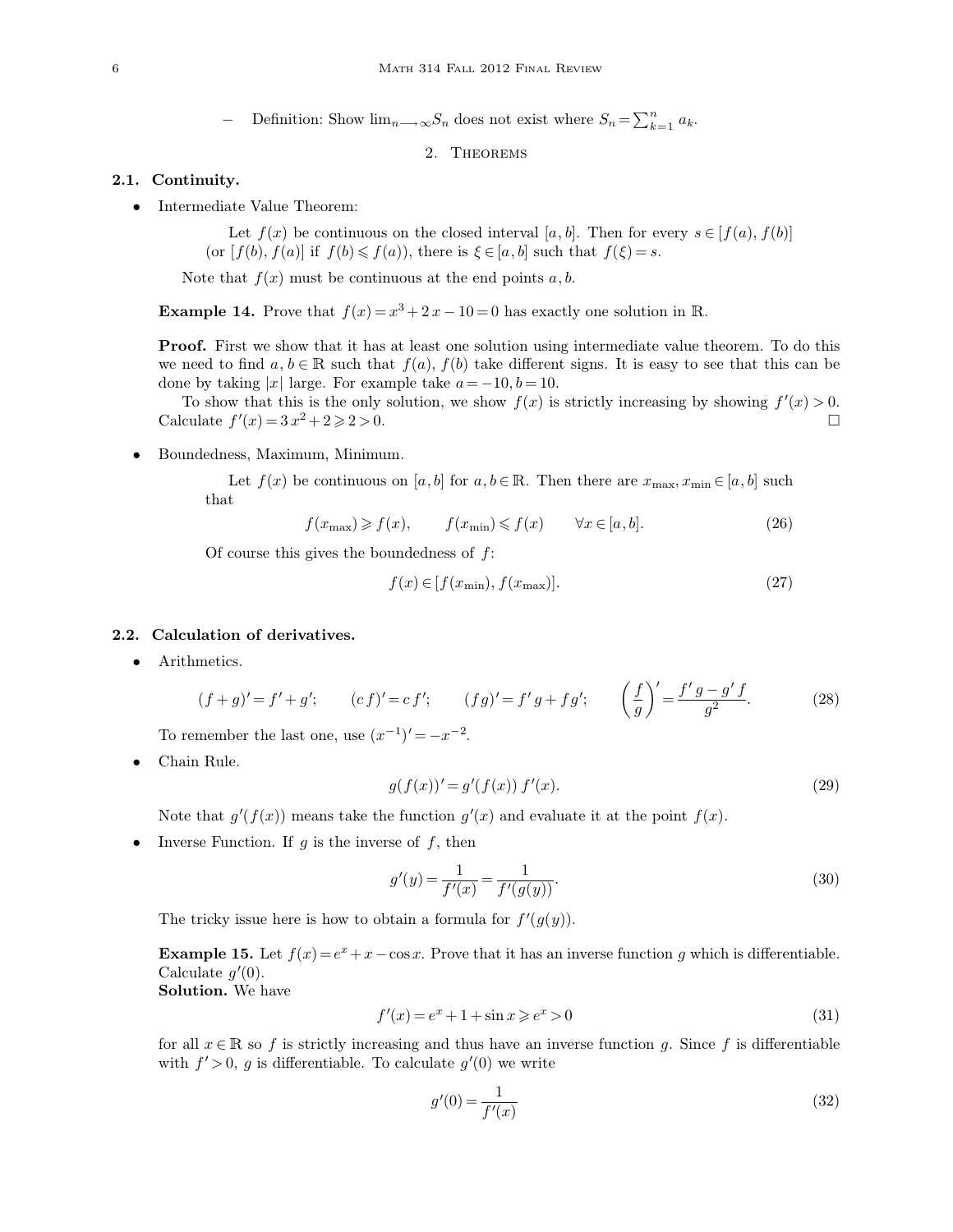– Definition: Show $\lim_{n\longrightarrow\infty} S_n$ does not exist where $S_n = \sum_{k=1}^{n} a_k$.

## 2. Theorems

### 2.1. Continuity.

- Intermediate Value Theorem:

  Let $f(x)$ be continuous on the closed interval $[a, b]$. Then for every $s \in [f(a), f(b)]$ (or $[f(b), f(a)]$ if $f(b) \leqslant f(a)$), there is $\xi \in [a, b]$ such that $f(\xi) = s$.

  Note that $f(x)$ must be continuous at the end points $a, b$.

  **Example 14.** Prove that $f(x) = x^3 + 2x - 10 = 0$ has exactly one solution in $\mathbb{R}$.

  **Proof.** First we show that it has at least one solution using intermediate value theorem. To do this we need to find $a, b \in \mathbb{R}$ such that $f(a)$, $f(b)$ take different signs. It is easy to see that this can be done by taking $|x|$ large. For example take $a = -10, b = 10$.

  To show that this is the only solution, we show $f(x)$ is strictly increasing by showing $f'(x) > 0$. Calculate $f'(x) = 3x^2 + 2 \geqslant 2 > 0$. □

- Boundedness, Maximum, Minimum.

  Let $f(x)$ be continuous on $[a, b]$ for $a, b \in \mathbb{R}$. Then there are $x_{\max}, x_{\min} \in [a, b]$ such that

  $$f(x_{\max}) \geqslant f(x), \qquad f(x_{\min}) \leqslant f(x) \qquad \forall x \in [a, b]. \tag{26}$$

  Of course this gives the boundedness of $f$:

  $$f(x) \in [f(x_{\min}), f(x_{\max})]. \tag{27}$$

### 2.2. Calculation of derivatives.

- Arithmetics.

  $$(f + g)' = f' + g'; \qquad (c\,f)' = c\,f'; \qquad (f\,g)' = f'\,g + f\,g'; \qquad \left(\frac{f}{g}\right)' = \frac{f'\,g - g'\,f}{g^2}. \tag{28}$$

  To remember the last one, use $(x^{-1})' = -x^{-2}$.

- Chain Rule.

  $$g(f(x))' = g'(f(x))\,f'(x). \tag{29}$$

  Note that $g'(f(x))$ means take the function $g'(x)$ and evaluate it at the point $f(x)$.

- Inverse Function. If $g$ is the inverse of $f$, then

  $$g'(y) = \frac{1}{f'(x)} = \frac{1}{f'(g(y))}. \tag{30}$$

  The tricky issue here is how to obtain a formula for $f'(g(y))$.

  **Example 15.** Let $f(x) = e^x + x - \cos x$. Prove that it has an inverse function $g$ which is differentiable. Calculate $g'(0)$.

  **Solution.** We have

  $$f'(x) = e^x + 1 + \sin x \geqslant e^x > 0 \tag{31}$$

  for all $x \in \mathbb{R}$ so $f$ is strictly increasing and thus have an inverse function $g$. Since $f$ is differentiable with $f' > 0$, $g$ is differentiable. To calculate $g'(0)$ we write

  $$g'(0) = \frac{1}{f'(x)} \tag{32}$$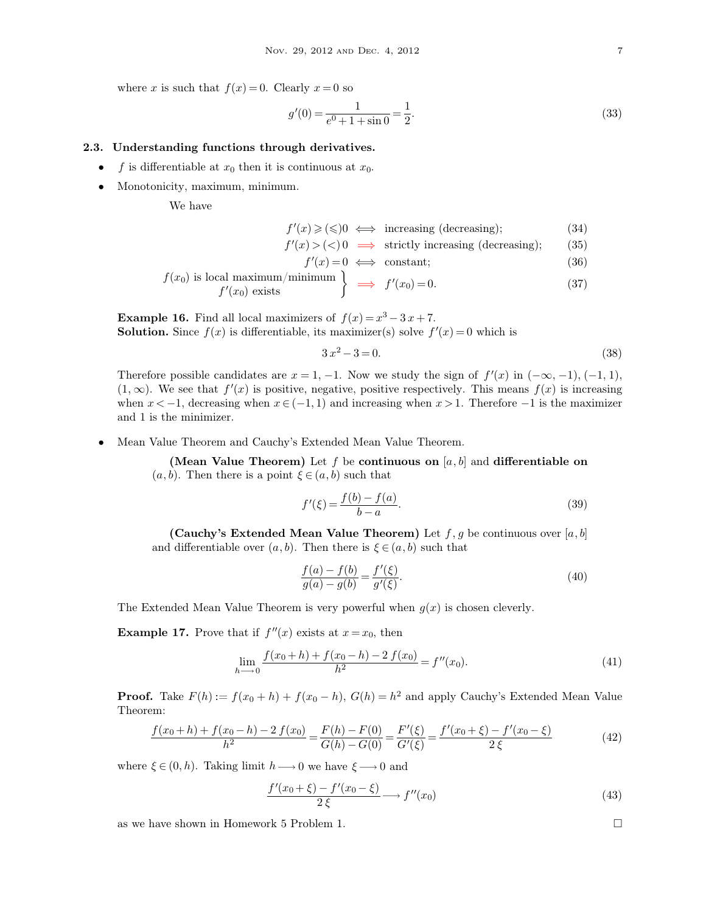where $x$ is such that $f(x) = 0$. Clearly $x = 0$ so

$$g'(0) = \frac{1}{e^0 + 1 + \sin 0} = \frac{1}{2}. \tag{33}$$

### 2.3. Understanding functions through derivatives.

- $f$ is differentiable at $x_0$ then it is continuous at $x_0$.
- Monotonicity, maximum, minimum.

  We have

$$f'(x) \geqslant (\leqslant) 0 \iff \text{increasing (decreasing)}; \tag{34}$$

$$f'(x) > (<) 0 \implies \text{strictly increasing (decreasing)}; \tag{35}$$

$$f'(x) = 0 \iff \text{constant}; \tag{36}$$

$$\left.\begin{array}{r} f(x_0) \text{ is local maximum/minimum} \\ f'(x_0) \text{ exists} \end{array}\right\} \implies f'(x_0) = 0. \tag{37}$$

**Example 16.** Find all local maximizers of $f(x) = x^3 - 3x + 7$.
**Solution.** Since $f(x)$ is differentiable, its maximizer(s) solve $f'(x) = 0$ which is

$$3x^2 - 3 = 0. \tag{38}$$

Therefore possible candidates are $x = 1, -1$. Now we study the sign of $f'(x)$ in $(-\infty, -1)$, $(-1, 1)$, $(1, \infty)$. We see that $f'(x)$ is positive, negative, positive respectively. This means $f(x)$ is increasing when $x < -1$, decreasing when $x \in (-1, 1)$ and increasing when $x > 1$. Therefore $-1$ is the maximizer and 1 is the minimizer.

- Mean Value Theorem and Cauchy's Extended Mean Value Theorem.

  **(Mean Value Theorem)** Let $f$ be **continuous on** $[a, b]$ and **differentiable on** $(a, b)$. Then there is a point $\xi \in (a, b)$ such that

$$f'(\xi) = \frac{f(b) - f(a)}{b - a}. \tag{39}$$

  **(Cauchy's Extended Mean Value Theorem)** Let $f, g$ be continuous over $[a, b]$ and differentiable over $(a, b)$. Then there is $\xi \in (a, b)$ such that

$$\frac{f(a) - f(b)}{g(a) - g(b)} = \frac{f'(\xi)}{g'(\xi)}. \tag{40}$$

The Extended Mean Value Theorem is very powerful when $g(x)$ is chosen cleverly.

**Example 17.** Prove that if $f''(x)$ exists at $x = x_0$, then

$$\lim_{h \longrightarrow 0} \frac{f(x_0 + h) + f(x_0 - h) - 2 f(x_0)}{h^2} = f''(x_0). \tag{41}$$

**Proof.** Take $F(h) := f(x_0 + h) + f(x_0 - h)$, $G(h) = h^2$ and apply Cauchy's Extended Mean Value Theorem:

$$\frac{f(x_0 + h) + f(x_0 - h) - 2 f(x_0)}{h^2} = \frac{F(h) - F(0)}{G(h) - G(0)} = \frac{F'(\xi)}{G'(\xi)} = \frac{f'(x_0 + \xi) - f'(x_0 - \xi)}{2\xi} \tag{42}$$

where $\xi \in (0, h)$. Taking limit $h \longrightarrow 0$ we have $\xi \longrightarrow 0$ and

$$\frac{f'(x_0 + \xi) - f'(x_0 - \xi)}{2\xi} \longrightarrow f''(x_0) \tag{43}$$

as we have shown in Homework 5 Problem 1. □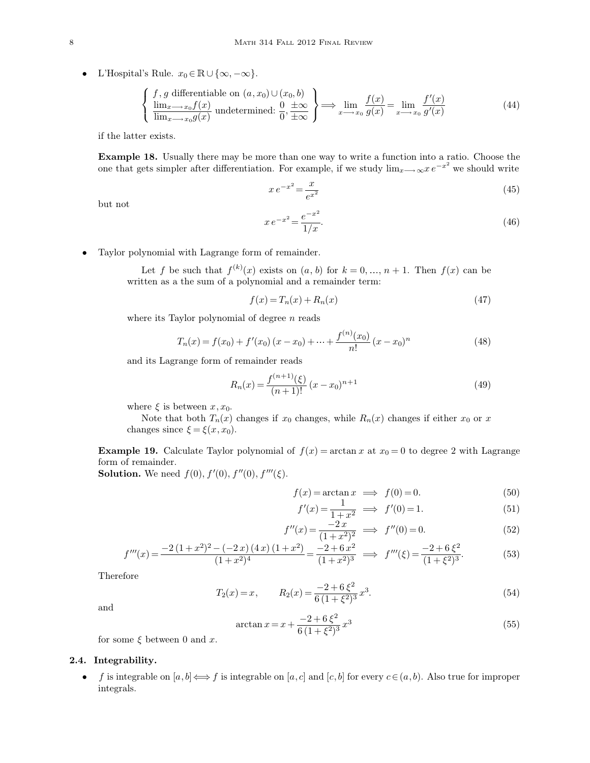- L'Hospital's Rule. $x_0 \in \mathbb{R} \cup \{\infty, -\infty\}$.

$$\left\{ \begin{array}{l} f, g \text{ differentiable on } (a, x_0) \cup (x_0, b) \\ \dfrac{\lim_{x \longrightarrow x_0} f(x)}{\lim_{x \longrightarrow x_0} g(x)} \text{ undetermined: } \dfrac{0}{0}, \dfrac{\pm\infty}{\pm\infty} \end{array} \right\} \Longrightarrow \lim_{x \longrightarrow x_0} \frac{f(x)}{g(x)} = \lim_{x \longrightarrow x_0} \frac{f'(x)}{g'(x)} \tag{44}$$

if the latter exists.

**Example 18.** Usually there may be more than one way to write a function into a ratio. Choose the one that gets simpler after differentiation. For example, if we study $\lim_{x \longrightarrow \infty} x\, e^{-x^2}$ we should write

$$x\, e^{-x^2} = \frac{x}{e^{x^2}} \tag{45}$$

but not

$$x\, e^{-x^2} = \frac{e^{-x^2}}{1/x}. \tag{46}$$

- Taylor polynomial with Lagrange form of remainder.

  Let $f$ be such that $f^{(k)}(x)$ exists on $(a, b)$ for $k = 0, \ldots, n+1$. Then $f(x)$ can be written as a the sum of a polynomial and a remainder term:

$$f(x) = T_n(x) + R_n(x) \tag{47}$$

  where its Taylor polynomial of degree $n$ reads

$$T_n(x) = f(x_0) + f'(x_0)\,(x - x_0) + \cdots + \frac{f^{(n)}(x_0)}{n!}\,(x - x_0)^n \tag{48}$$

  and its Lagrange form of remainder reads

$$R_n(x) = \frac{f^{(n+1)}(\xi)}{(n+1)!}\,(x - x_0)^{n+1} \tag{49}$$

  where $\xi$ is between $x, x_0$.

  Note that both $T_n(x)$ changes if $x_0$ changes, while $R_n(x)$ changes if either $x_0$ or $x$ changes since $\xi = \xi(x, x_0)$.

**Example 19.** Calculate Taylor polynomial of $f(x) = \arctan x$ at $x_0 = 0$ to degree 2 with Lagrange form of remainder.

**Solution.** We need $f(0), f'(0), f''(0), f'''(\xi)$.

$$f(x) = \arctan x \implies f(0) = 0. \tag{50}$$

$$f'(x) = \frac{1}{1 + x^2} \implies f'(0) = 1. \tag{51}$$

$$f''(x) = \frac{-2\,x}{(1 + x^2)^2} \implies f''(0) = 0. \tag{52}$$

$$f'''(x) = \frac{-2\,(1 + x^2)^2 - (-2\,x)\,(4\,x)\,(1 + x^2)}{(1 + x^2)^4} = \frac{-2 + 6\,x^2}{(1 + x^2)^3} \implies f'''(\xi) = \frac{-2 + 6\,\xi^2}{(1 + \xi^2)^3}. \tag{53}$$

Therefore

$$T_2(x) = x, \qquad R_2(x) = \frac{-2 + 6\,\xi^2}{6\,(1 + \xi^2)^3}\,x^3. \tag{54}$$

and

$$\arctan x = x + \frac{-2 + 6\,\xi^2}{6\,(1 + \xi^2)^3}\,x^3 \tag{55}$$

for some $\xi$ between 0 and $x$.

### 2.4. Integrability.

- $f$ is integrable on $[a, b] \Longleftrightarrow f$ is integrable on $[a, c]$ and $[c, b]$ for every $c \in (a, b)$. Also true for improper integrals.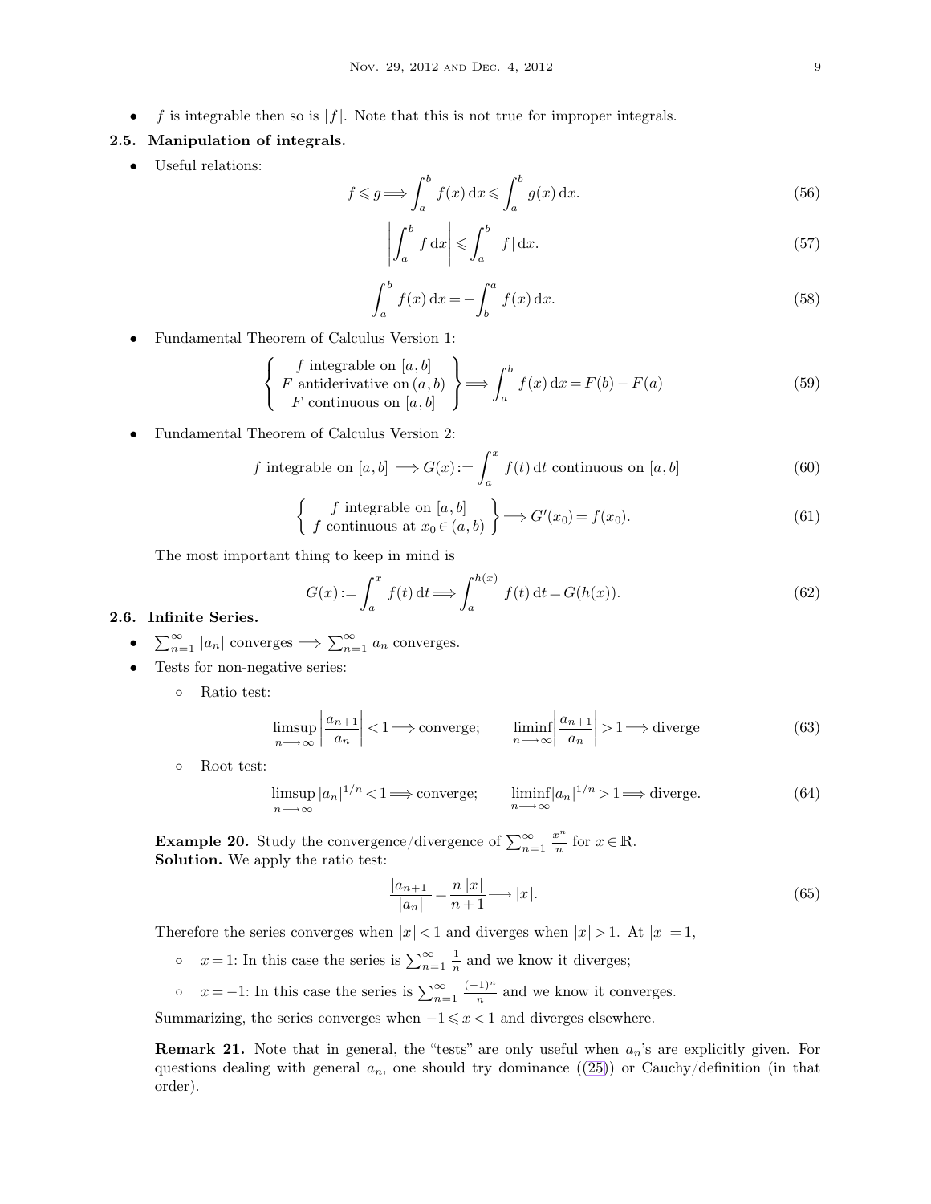- $f$ is integrable then so is $|f|$. Note that this is not true for improper integrals.

### 2.5. Manipulation of integrals.

- Useful relations:

$$f \leqslant g \Longrightarrow \int_a^b f(x)\,\mathrm{d}x \leqslant \int_a^b g(x)\,\mathrm{d}x. \tag{56}$$

$$\left|\int_a^b f\,\mathrm{d}x\right| \leqslant \int_a^b |f|\,\mathrm{d}x. \tag{57}$$

$$\int_a^b f(x)\,\mathrm{d}x = -\int_b^a f(x)\,\mathrm{d}x. \tag{58}$$

- Fundamental Theorem of Calculus Version 1:

$$\left\{\begin{array}{c} f \text{ integrable on } [a,b] \\ F \text{ antiderivative on } (a,b) \\ F \text{ continuous on } [a,b] \end{array}\right\} \Longrightarrow \int_a^b f(x)\,\mathrm{d}x = F(b) - F(a) \tag{59}$$

- Fundamental Theorem of Calculus Version 2:

$$f \text{ integrable on } [a,b] \Longrightarrow G(x) := \int_a^x f(t)\,\mathrm{d}t \text{ continuous on } [a,b] \tag{60}$$

$$\left\{\begin{array}{c} f \text{ integrable on } [a,b] \\ f \text{ continuous at } x_0 \in (a,b) \end{array}\right\} \Longrightarrow G'(x_0) = f(x_0). \tag{61}$$

The most important thing to keep in mind is

$$G(x) := \int_a^x f(t)\,\mathrm{d}t \Longrightarrow \int_a^{h(x)} f(t)\,\mathrm{d}t = G(h(x)). \tag{62}$$

### 2.6. Infinite Series.

- $\sum_{n=1}^{\infty} |a_n|$ converges $\Longrightarrow \sum_{n=1}^{\infty} a_n$ converges.
- Tests for non-negative series:
  - Ratio test:

$$\limsup_{n\longrightarrow\infty}\left|\frac{a_{n+1}}{a_n}\right| < 1 \Longrightarrow \text{converge}; \qquad \liminf_{n\longrightarrow\infty}\left|\frac{a_{n+1}}{a_n}\right| > 1 \Longrightarrow \text{diverge} \tag{63}$$

  - Root test:

$$\limsup_{n\longrightarrow\infty}|a_n|^{1/n} < 1 \Longrightarrow \text{converge}; \qquad \liminf_{n\longrightarrow\infty}|a_n|^{1/n} > 1 \Longrightarrow \text{diverge}. \tag{64}$$

**Example 20.** Study the convergence/divergence of $\sum_{n=1}^{\infty} \frac{x^n}{n}$ for $x \in \mathbb{R}$.
**Solution.** We apply the ratio test:

$$\frac{|a_{n+1}|}{|a_n|} = \frac{n\,|x|}{n+1} \longrightarrow |x|. \tag{65}$$

Therefore the series converges when $|x| < 1$ and diverges when $|x| > 1$. At $|x| = 1$,

- $x = 1$: In this case the series is $\sum_{n=1}^{\infty} \frac{1}{n}$ and we know it diverges;
- $x = -1$: In this case the series is $\sum_{n=1}^{\infty} \frac{(-1)^n}{n}$ and we know it converges.

Summarizing, the series converges when $-1 \leqslant x < 1$ and diverges elsewhere.

**Remark 21.** Note that in general, the "tests" are only useful when $a_n$'s are explicitly given. For questions dealing with general $a_n$, one should try dominance ((25)) or Cauchy/definition (in that order).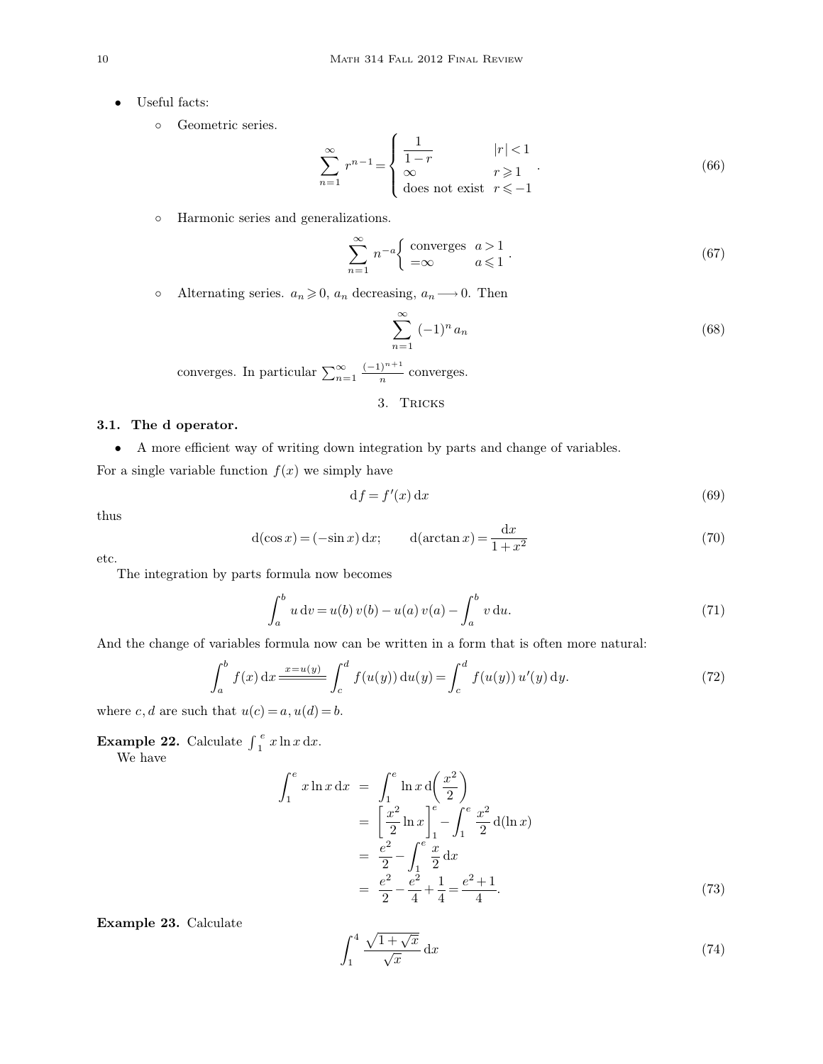- Useful facts:
  - Geometric series.

$$\sum_{n=1}^{\infty} r^{n-1} = \begin{cases} \frac{1}{1-r} & |r| < 1 \\ \infty & r \geqslant 1 \\ \text{does not exist} & r \leqslant -1 \end{cases}. \tag{66}$$

  - Harmonic series and generalizations.

$$\sum_{n=1}^{\infty} n^{-a} \begin{cases} \text{converges} & a > 1 \\ = \infty & a \leqslant 1 \end{cases}. \tag{67}$$

  - Alternating series. $a_n \geqslant 0$, $a_n$ decreasing, $a_n \longrightarrow 0$. Then

$$\sum_{n=1}^{\infty} (-1)^n a_n \tag{68}$$

converges. In particular $\sum_{n=1}^{\infty} \frac{(-1)^{n+1}}{n}$ converges.

## 3. Tricks

### 3.1. The d operator.

- A more efficient way of writing down integration by parts and change of variables.

For a single variable function $f(x)$ we simply have

$$\mathrm{d}f = f'(x)\,\mathrm{d}x \tag{69}$$

thus

$$\mathrm{d}(\cos x) = (-\sin x)\,\mathrm{d}x; \qquad \mathrm{d}(\arctan x) = \frac{\mathrm{d}x}{1+x^2} \tag{70}$$

etc.

The integration by parts formula now becomes

$$\int_a^b u\,\mathrm{d}v = u(b)\,v(b) - u(a)\,v(a) - \int_a^b v\,\mathrm{d}u. \tag{71}$$

And the change of variables formula now can be written in a form that is often more natural:

$$\int_a^b f(x)\,\mathrm{d}x \overset{x=u(y)}{=\!=\!=} \int_c^d f(u(y))\,\mathrm{d}u(y) = \int_c^d f(u(y))\,u'(y)\,\mathrm{d}y. \tag{72}$$

where $c, d$ are such that $u(c) = a, u(d) = b$.

**Example 22.** Calculate $\int_1^e x \ln x\,\mathrm{d}x$.

We have

$$\begin{aligned}
\int_1^e x \ln x\,\mathrm{d}x &= \int_1^e \ln x\,\mathrm{d}\left(\frac{x^2}{2}\right) \\
&= \left[\frac{x^2}{2}\ln x\right]_1^e - \int_1^e \frac{x^2}{2}\,\mathrm{d}(\ln x) \\
&= \frac{e^2}{2} - \int_1^e \frac{x}{2}\,\mathrm{d}x \\
&= \frac{e^2}{2} - \frac{e^2}{4} + \frac{1}{4} = \frac{e^2+1}{4}.
\end{aligned} \tag{73}$$

**Example 23.** Calculate

$$\int_1^4 \frac{\sqrt{1+\sqrt{x}}}{\sqrt{x}}\,\mathrm{d}x \tag{74}$$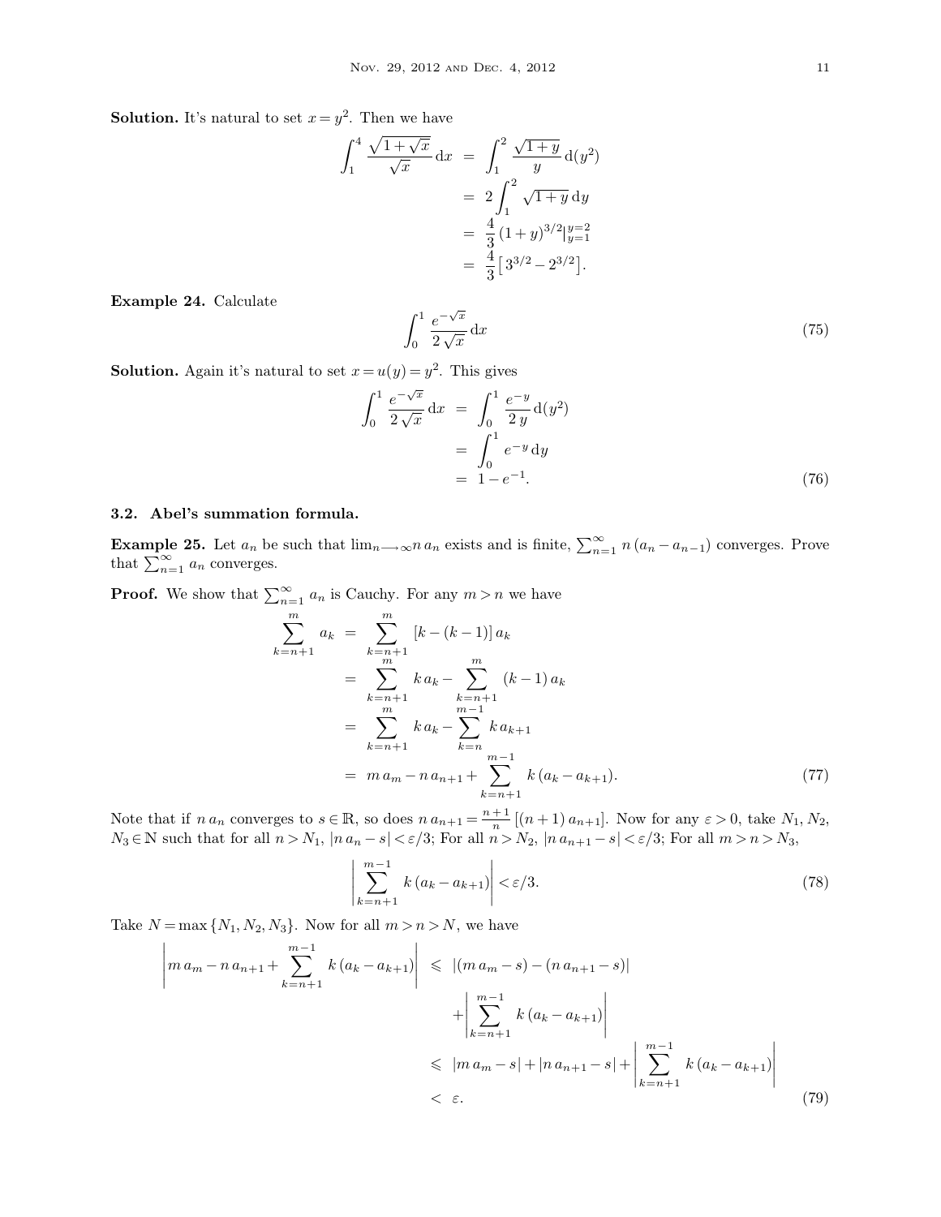**Solution.** It's natural to set $x = y^2$. Then we have

$$\begin{aligned}
\int_1^4 \frac{\sqrt{1+\sqrt{x}}}{\sqrt{x}}\,\mathrm{d}x &= \int_1^2 \frac{\sqrt{1+y}}{y}\,\mathrm{d}(y^2) \\
&= 2\int_1^2 \sqrt{1+y}\,\mathrm{d}y \\
&= \frac{4}{3}(1+y)^{3/2}\big|_{y=1}^{y=2} \\
&= \frac{4}{3}\left[3^{3/2} - 2^{3/2}\right].
\end{aligned}$$

**Example 24.** Calculate

$$\int_0^1 \frac{e^{-\sqrt{x}}}{2\sqrt{x}}\,\mathrm{d}x \tag{75}$$

**Solution.** Again it's natural to set $x = u(y) = y^2$. This gives

$$\begin{aligned}
\int_0^1 \frac{e^{-\sqrt{x}}}{2\sqrt{x}}\,\mathrm{d}x &= \int_0^1 \frac{e^{-y}}{2\,y}\,\mathrm{d}(y^2) \\
&= \int_0^1 e^{-y}\,\mathrm{d}y \\
&= 1 - e^{-1}.
\end{aligned} \tag{76}$$

### 3.2. Abel's summation formula.

**Example 25.** Let $a_n$ be such that $\lim_{n\longrightarrow\infty} n\,a_n$ exists and is finite, $\sum_{n=1}^{\infty} n\,(a_n - a_{n-1})$ converges. Prove that $\sum_{n=1}^{\infty} a_n$ converges.

**Proof.** We show that $\sum_{n=1}^{\infty} a_n$ is Cauchy. For any $m > n$ we have

$$\begin{aligned}
\sum_{k=n+1}^{m} a_k &= \sum_{k=n+1}^{m} [k - (k-1)]\,a_k \\
&= \sum_{k=n+1}^{m} k\,a_k - \sum_{k=n+1}^{m} (k-1)\,a_k \\
&= \sum_{k=n+1}^{m} k\,a_k - \sum_{k=n}^{m-1} k\,a_{k+1} \\
&= m\,a_m - n\,a_{n+1} + \sum_{k=n+1}^{m-1} k\,(a_k - a_{k+1}).
\end{aligned} \tag{77}$$

Note that if $n\,a_n$ converges to $s \in \mathbb{R}$, so does $n\,a_{n+1} = \frac{n+1}{n}\,[(n+1)\,a_{n+1}]$. Now for any $\varepsilon > 0$, take $N_1, N_2, N_3 \in \mathbb{N}$ such that for all $n > N_1$, $|n\,a_n - s| < \varepsilon/3$; For all $n > N_2$, $|n\,a_{n+1} - s| < \varepsilon/3$; For all $m > n > N_3$,

$$\left|\sum_{k=n+1}^{m-1} k\,(a_k - a_{k+1})\right| < \varepsilon/3. \tag{78}$$

Take $N = \max\{N_1, N_2, N_3\}$. Now for all $m > n > N$, we have

$$\begin{aligned}
\left| m\,a_m - n\,a_{n+1} + \sum_{k=n+1}^{m-1} k\,(a_k - a_{k+1}) \right| &\leqslant |(m\,a_m - s) - (n\,a_{n+1} - s)| \\
&\quad + \left|\sum_{k=n+1}^{m-1} k\,(a_k - a_{k+1})\right| \\
&\leqslant |m\,a_m - s| + |n\,a_{n+1} - s| + \left|\sum_{k=n+1}^{m-1} k\,(a_k - a_{k+1})\right| \\
&< \varepsilon.
\end{aligned} \tag{79}$$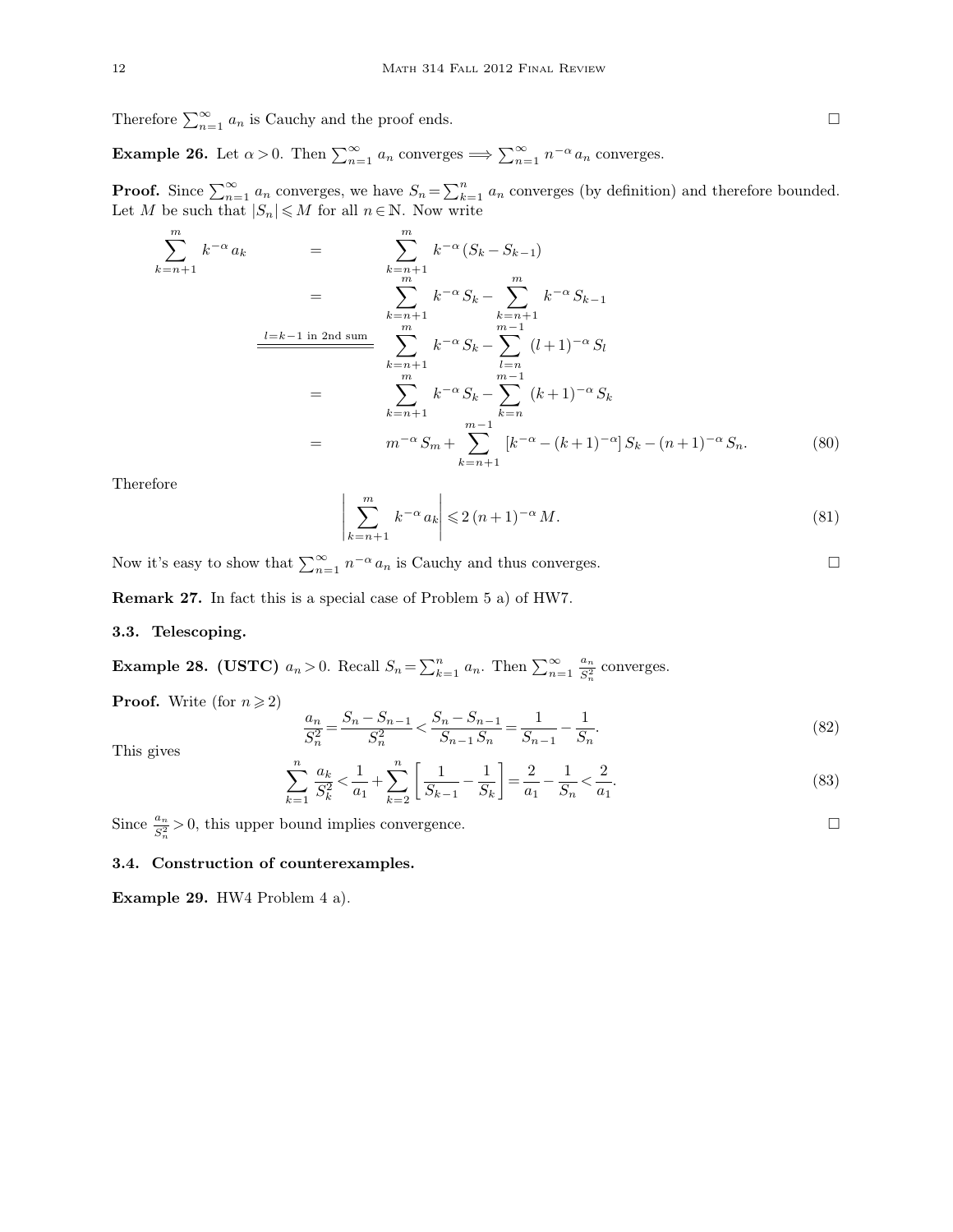Therefore $\sum_{n=1}^{\infty} a_n$ is Cauchy and the proof ends. □

**Example 26.** Let $\alpha > 0$. Then $\sum_{n=1}^{\infty} a_n$ converges $\Longrightarrow \sum_{n=1}^{\infty} n^{-\alpha} a_n$ converges.

**Proof.** Since $\sum_{n=1}^{\infty} a_n$ converges, we have $S_n = \sum_{k=1}^{n} a_n$ converges (by definition) and therefore bounded. Let $M$ be such that $|S_n| \leqslant M$ for all $n \in \mathbb{N}$. Now write

$$\begin{aligned}
\sum_{k=n+1}^{m} k^{-\alpha} a_k &= \sum_{k=n+1}^{m} k^{-\alpha} (S_k - S_{k-1}) \\
&= \sum_{k=n+1}^{m} k^{-\alpha} S_k - \sum_{k=n+1}^{m} k^{-\alpha} S_{k-1} \\
&\overset{l=k-1 \text{ in 2nd sum}}{=\!=\!=} \sum_{k=n+1}^{m} k^{-\alpha} S_k - \sum_{l=n}^{m-1} (l+1)^{-\alpha} S_l \\
&= \sum_{k=n+1}^{m} k^{-\alpha} S_k - \sum_{k=n}^{m-1} (k+1)^{-\alpha} S_k \\
&= m^{-\alpha} S_m + \sum_{k=n+1}^{m-1} [k^{-\alpha} - (k+1)^{-\alpha}] S_k - (n+1)^{-\alpha} S_n. \qquad (80)
\end{aligned}$$

Therefore

$$\left| \sum_{k=n+1}^{m} k^{-\alpha} a_k \right| \leqslant 2 (n+1)^{-\alpha} M. \qquad (81)$$

Now it's easy to show that $\sum_{n=1}^{\infty} n^{-\alpha} a_n$ is Cauchy and thus converges. □

**Remark 27.** In fact this is a special case of Problem 5 a) of HW7.

### 3.3. Telescoping.

**Example 28. (USTC)** $a_n > 0$. Recall $S_n = \sum_{k=1}^{n} a_n$. Then $\sum_{n=1}^{\infty} \frac{a_n}{S_n^2}$ converges.

**Proof.** Write (for $n \geqslant 2$)

$$\frac{a_n}{S_n^2} = \frac{S_n - S_{n-1}}{S_n^2} < \frac{S_n - S_{n-1}}{S_{n-1} S_n} = \frac{1}{S_{n-1}} - \frac{1}{S_n}. \qquad (82)$$

This gives

$$\sum_{k=1}^{n} \frac{a_k}{S_k^2} < \frac{1}{a_1} + \sum_{k=2}^{n} \left[ \frac{1}{S_{k-1}} - \frac{1}{S_k} \right] = \frac{2}{a_1} - \frac{1}{S_n} < \frac{2}{a_1}. \qquad (83)$$

Since $\frac{a_n}{S_n^2} > 0$, this upper bound implies convergence. □

### 3.4. Construction of counterexamples.

**Example 29.** HW4 Problem 4 a).